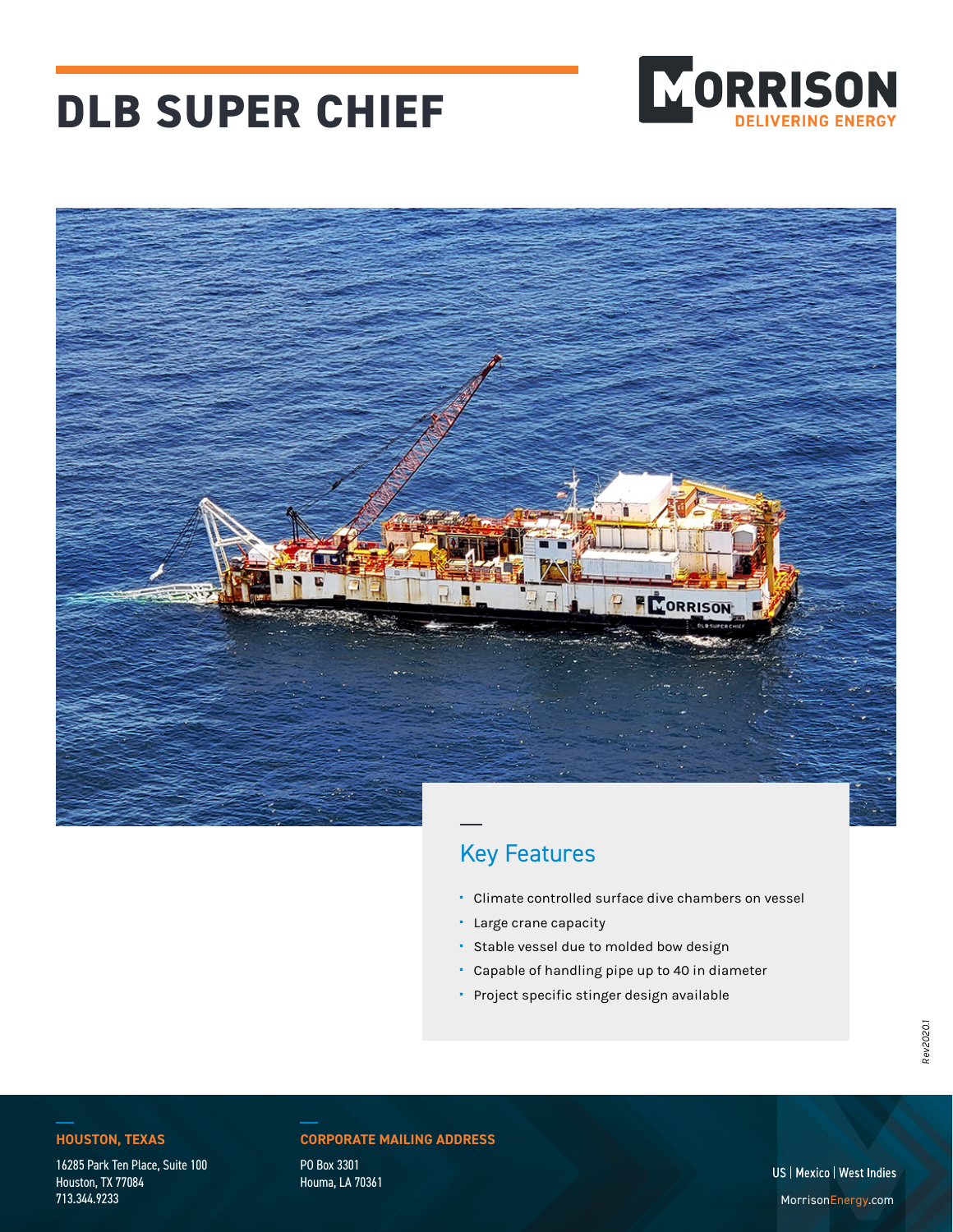# DLB SUPER CHIEF

MORRISON
DELIVERING ENERGY

## Key Features

- Climate controlled surface dive chambers on vessel
- Large crane capacity
- Stable vessel due to molded bow design
- Capable of handling pipe up to 40 in diameter
- Project specific stinger design available

Rev20201

**HOUSTON, TEXAS**

16285 Park Ten Place, Suite 100
Houston, TX 77084
713.344.9233

**CORPORATE MAILING ADDRESS**

PO Box 3301
Houma, LA 70361

US | Mexico | West Indies

MorrisonEnergy.com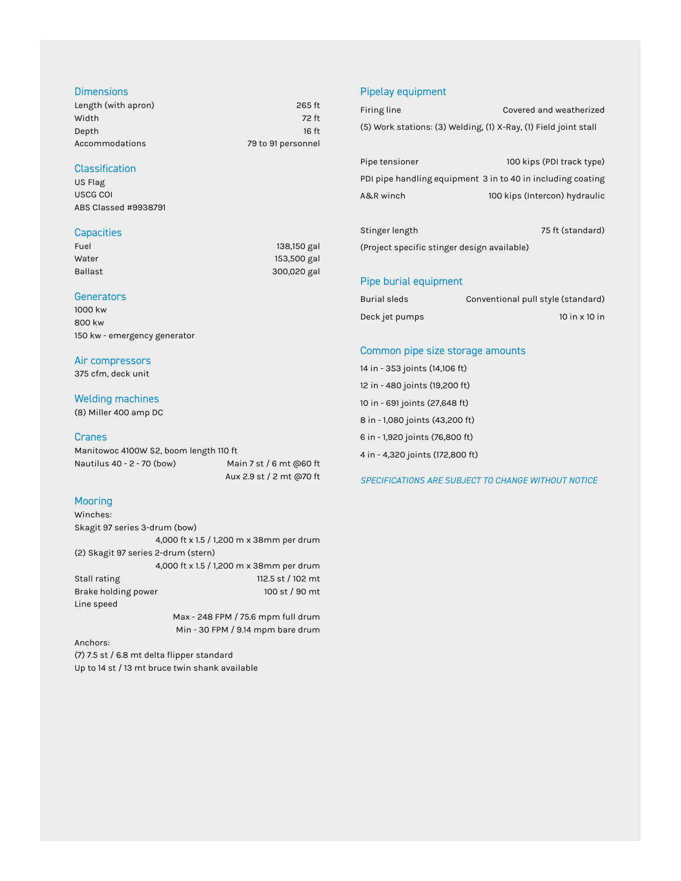## Dimensions

| | |
|---|---|
| Length (with apron) | 265 ft |
| Width | 72 ft |
| Depth | 16 ft |
| Accommodations | 79 to 91 personnel |

## Classification

US Flag
USCG COI
ABS Classed #9938791

## Capacities

| | |
|---|---|
| Fuel | 138,150 gal |
| Water | 153,500 gal |
| Ballast | 300,020 gal |

## Generators

1000 kw
800 kw
150 kw - emergency generator

## Air compressors

375 cfm, deck unit

## Welding machines

(8) Miller 400 amp DC

## Cranes

Manitowoc 4100W S2, boom length 110 ft

Nautilus 40 - 2 - 70 (bow) — Main 7 st / 6 mt @60 ft
Aux 2.9 st / 2 mt @70 ft

## Mooring

Winches:

Skagit 97 series 3-drum (bow)
4,000 ft x 1.5 / 1,200 m x 38mm per drum

(2) Skagit 97 series 2-drum (stern)
4,000 ft x 1.5 / 1,200 m x 38mm per drum

| | |
|---|---|
| Stall rating | 112.5 st / 102 mt |
| Brake holding power | 100 st / 90 mt |

Line speed
Max - 248 FPM / 75.6 mpm full drum
Min - 30 FPM / 9.14 mpm bare drum

Anchors:
(7) 7.5 st / 6.8 mt delta flipper standard
Up to 14 st / 13 mt bruce twin shank available

## Pipelay equipment

| | |
|---|---|
| Firing line | Covered and weatherized |

(5) Work stations: (3) Welding, (1) X-Ray, (1) Field joint stall

| | |
|---|---|
| Pipe tensioner | 100 kips (PDI track type) |
| PDI pipe handling equipment | 3 in to 40 in including coating |
| A&R winch | 100 kips (Intercon) hydraulic |

| | |
|---|---|
| Stinger length | 75 ft (standard) |

(Project specific stinger design available)

## Pipe burial equipment

| | |
|---|---|
| Burial sleds | Conventional pull style (standard) |
| Deck jet pumps | 10 in x 10 in |

## Common pipe size storage amounts

14 in - 353 joints (14,106 ft)
12 in - 480 joints (19,200 ft)
10 in - 691 joints (27,648 ft)
8 in - 1,080 joints (43,200 ft)
6 in - 1,920 joints (76,800 ft)
4 in - 4,320 joints (172,800 ft)

*SPECIFICATIONS ARE SUBJECT TO CHANGE WITHOUT NOTICE*